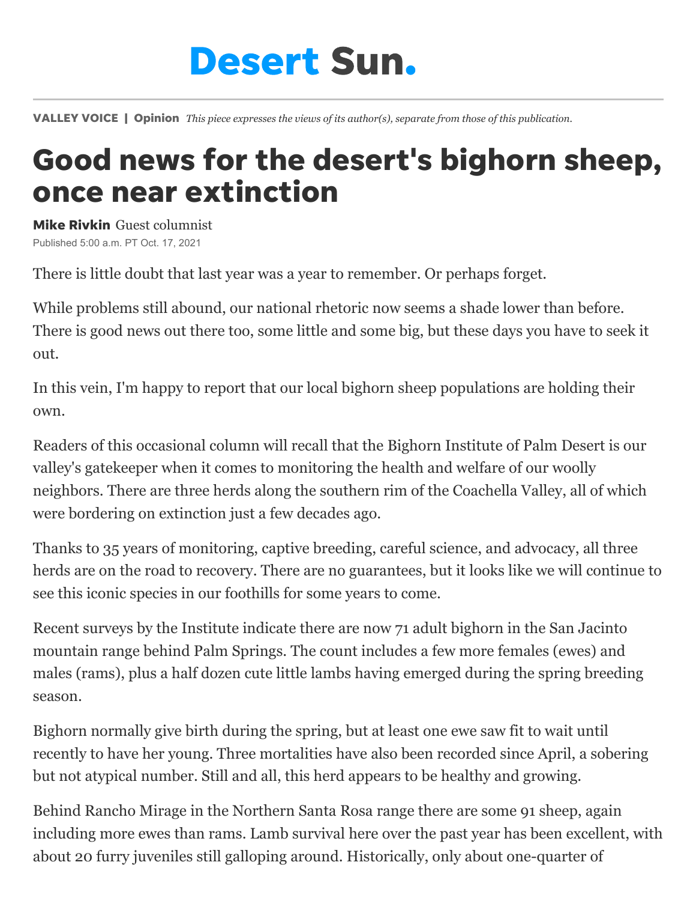# Desert Sun.

**VALLEY VOICE | Opinion** *This piece expresses the views of its author(s), separate from those of this publication.*

# Good news for the desert's bighorn sheep, once near extinction

**Mike Rivkin** Guest columnist
Published 5:00 a.m. PT Oct. 17, 2021

There is little doubt that last year was a year to remember. Or perhaps forget.

While problems still abound, our national rhetoric now seems a shade lower than before. There is good news out there too, some little and some big, but these days you have to seek it out.

In this vein, I'm happy to report that our local bighorn sheep populations are holding their own.

Readers of this occasional column will recall that the Bighorn Institute of Palm Desert is our valley's gatekeeper when it comes to monitoring the health and welfare of our woolly neighbors. There are three herds along the southern rim of the Coachella Valley, all of which were bordering on extinction just a few decades ago.

Thanks to 35 years of monitoring, captive breeding, careful science, and advocacy, all three herds are on the road to recovery. There are no guarantees, but it looks like we will continue to see this iconic species in our foothills for some years to come.

Recent surveys by the Institute indicate there are now 71 adult bighorn in the San Jacinto mountain range behind Palm Springs. The count includes a few more females (ewes) and males (rams), plus a half dozen cute little lambs having emerged during the spring breeding season.

Bighorn normally give birth during the spring, but at least one ewe saw fit to wait until recently to have her young. Three mortalities have also been recorded since April, a sobering but not atypical number. Still and all, this herd appears to be healthy and growing.

Behind Rancho Mirage in the Northern Santa Rosa range there are some 91 sheep, again including more ewes than rams. Lamb survival here over the past year has been excellent, with about 20 furry juveniles still galloping around. Historically, only about one-quarter of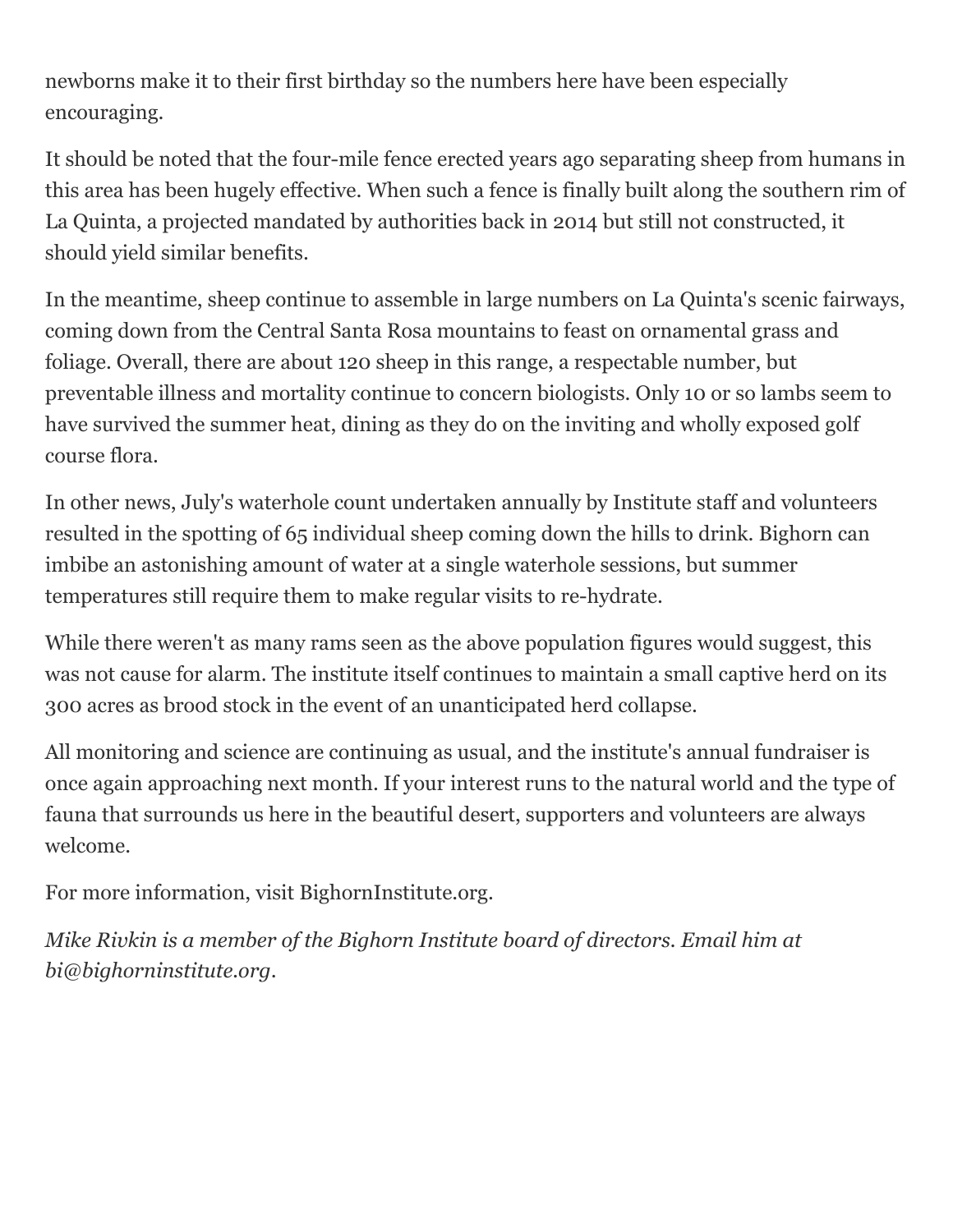newborns make it to their first birthday so the numbers here have been especially encouraging.

It should be noted that the four-mile fence erected years ago separating sheep from humans in this area has been hugely effective. When such a fence is finally built along the southern rim of La Quinta, a projected mandated by authorities back in 2014 but still not constructed, it should yield similar benefits.

In the meantime, sheep continue to assemble in large numbers on La Quinta's scenic fairways, coming down from the Central Santa Rosa mountains to feast on ornamental grass and foliage. Overall, there are about 120 sheep in this range, a respectable number, but preventable illness and mortality continue to concern biologists. Only 10 or so lambs seem to have survived the summer heat, dining as they do on the inviting and wholly exposed golf course flora.

In other news, July's waterhole count undertaken annually by Institute staff and volunteers resulted in the spotting of 65 individual sheep coming down the hills to drink. Bighorn can imbibe an astonishing amount of water at a single waterhole sessions, but summer temperatures still require them to make regular visits to re-hydrate.

While there weren't as many rams seen as the above population figures would suggest, this was not cause for alarm. The institute itself continues to maintain a small captive herd on its 300 acres as brood stock in the event of an unanticipated herd collapse.

All monitoring and science are continuing as usual, and the institute's annual fundraiser is once again approaching next month. If your interest runs to the natural world and the type of fauna that surrounds us here in the beautiful desert, supporters and volunteers are always welcome.

For more information, visit BighornInstitute.org.

*Mike Rivkin is a member of the Bighorn Institute board of directors. Email him at bi@bighorninstitute.org.*